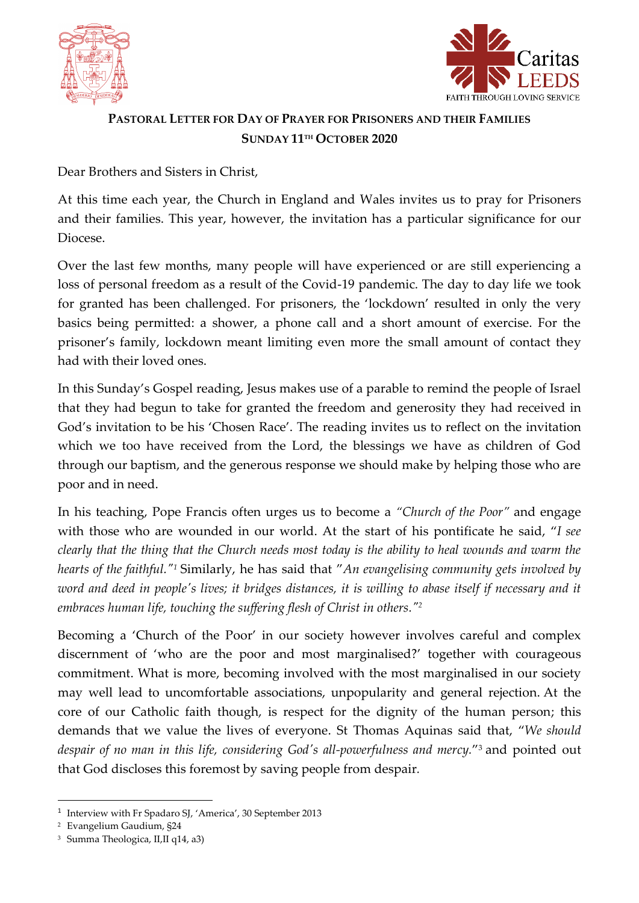Caritas LEEDS
FAITH THROUGH LOVING SERVICE

**PASTORAL LETTER FOR DAY OF PRAYER FOR PRISONERS AND THEIR FAMILIES**
**SUNDAY 11TH OCTOBER 2020**

Dear Brothers and Sisters in Christ,

At this time each year, the Church in England and Wales invites us to pray for Prisoners and their families. This year, however, the invitation has a particular significance for our Diocese.

Over the last few months, many people will have experienced or are still experiencing a loss of personal freedom as a result of the Covid-19 pandemic. The day to day life we took for granted has been challenged. For prisoners, the 'lockdown' resulted in only the very basics being permitted: a shower, a phone call and a short amount of exercise. For the prisoner's family, lockdown meant limiting even more the small amount of contact they had with their loved ones.

In this Sunday's Gospel reading, Jesus makes use of a parable to remind the people of Israel that they had begun to take for granted the freedom and generosity they had received in God's invitation to be his 'Chosen Race'. The reading invites us to reflect on the invitation which we too have received from the Lord, the blessings we have as children of God through our baptism, and the generous response we should make by helping those who are poor and in need.

In his teaching, Pope Francis often urges us to become a *"Church of the Poor"* and engage with those who are wounded in our world. At the start of his pontificate he said, "*I see clearly that the thing that the Church needs most today is the ability to heal wounds and warm the hearts of the faithful.*"[1] Similarly, he has said that "*An evangelising community gets involved by word and deed in people's lives; it bridges distances, it is willing to abase itself if necessary and it embraces human life, touching the suffering flesh of Christ in others.*"[2]

Becoming a 'Church of the Poor' in our society however involves careful and complex discernment of 'who are the poor and most marginalised?' together with courageous commitment. What is more, becoming involved with the most marginalised in our society may well lead to uncomfortable associations, unpopularity and general rejection. At the core of our Catholic faith though, is respect for the dignity of the human person; this demands that we value the lives of everyone. St Thomas Aquinas said that, "*We should despair of no man in this life, considering God's all-powerfulness and mercy.*"[3] and pointed out that God discloses this foremost by saving people from despair.

---

[1] Interview with Fr Spadaro SJ, 'America', 30 September 2013

[2] Evangelium Gaudium, §24

[3] Summa Theologica, II,II q14, a3)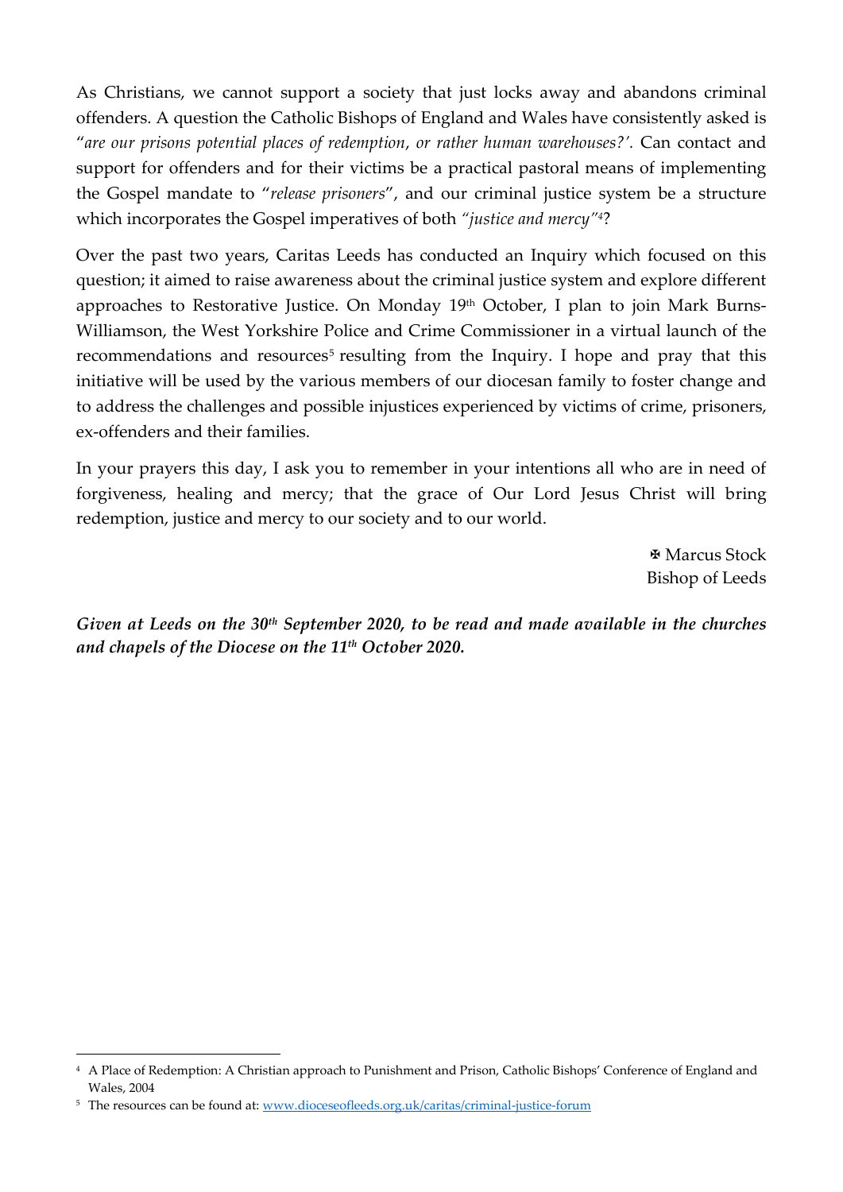As Christians, we cannot support a society that just locks away and abandons criminal offenders. A question the Catholic Bishops of England and Wales have consistently asked is "*are our prisons potential places of redemption, or rather human warehouses?'.* Can contact and support for offenders and for their victims be a practical pastoral means of implementing the Gospel mandate to "*release prisoners*", and our criminal justice system be a structure which incorporates the Gospel imperatives of both *"justice and mercy"*[4]?

Over the past two years, Caritas Leeds has conducted an Inquiry which focused on this question; it aimed to raise awareness about the criminal justice system and explore different approaches to Restorative Justice. On Monday 19th October, I plan to join Mark Burns-Williamson, the West Yorkshire Police and Crime Commissioner in a virtual launch of the recommendations and resources[5] resulting from the Inquiry. I hope and pray that this initiative will be used by the various members of our diocesan family to foster change and to address the challenges and possible injustices experienced by victims of crime, prisoners, ex-offenders and their families.

In your prayers this day, I ask you to remember in your intentions all who are in need of forgiveness, healing and mercy; that the grace of Our Lord Jesus Christ will bring redemption, justice and mercy to our society and to our world.

✠ Marcus Stock
Bishop of Leeds

***Given at Leeds on the 30th September 2020, to be read and made available in the churches and chapels of the Diocese on the 11th October 2020.***

---

[4] A Place of Redemption: A Christian approach to Punishment and Prison, Catholic Bishops' Conference of England and Wales, 2004

[5] The resources can be found at: [www.dioceseofleeds.org.uk/caritas/criminal-justice-forum](www.dioceseofleeds.org.uk/caritas/criminal-justice-forum)